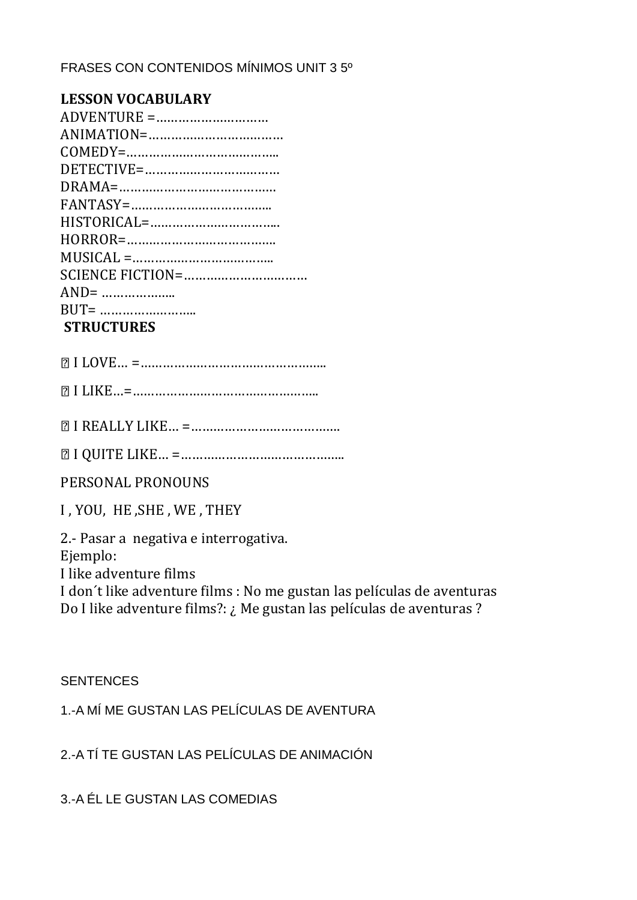FRASES CON CONTENIDOS MÍNIMOS UNIT 3 5º

**LESSON VOCABULARY**

ADVENTURE =…………………………
ANIMATION=………………………………
COMEDY=…………………………………..
DETECTIVE=………………………………
DRAMA=……………………………………
FANTASY=………………………………..
HISTORICAL=……………………………..
HORROR=………………………………….
MUSICAL =………………………………..
SCIENCE FICTION=……………………………
AND= ………………..
BUT= ……………………..

**STRUCTURES**

- I LOVE… =…………………………………………..
- I LIKE…=…………………………………………..
- I REALLY LIKE… =………………………………….
- I QUITE LIKE… =……………………………………..

PERSONAL PRONOUNS

I , YOU, HE ,SHE , WE , THEY

2.- Pasar a negativa e interrogativa.
Ejemplo:
I like adventure films
I don´t like adventure films : No me gustan las películas de aventuras
Do I like adventure films?: ¿ Me gustan las películas de aventuras ?

SENTENCES

1.-A MÍ ME GUSTAN LAS PELÍCULAS DE AVENTURA

2.-A TÍ TE GUSTAN LAS PELÍCULAS DE ANIMACIÓN

3.-A ÉL LE GUSTAN LAS COMEDIAS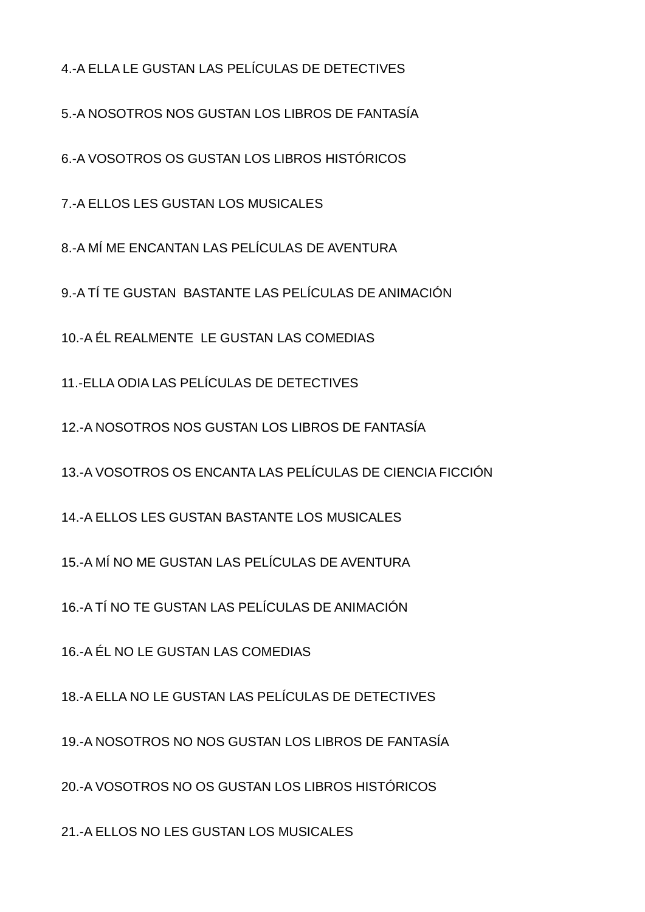4.-A ELLA LE GUSTAN LAS PELÍCULAS DE DETECTIVES

5.-A NOSOTROS NOS GUSTAN LOS LIBROS DE FANTASÍA

6.-A VOSOTROS OS GUSTAN LOS LIBROS HISTÓRICOS

7.-A ELLOS LES GUSTAN LOS MUSICALES

8.-A MÍ ME ENCANTAN LAS PELÍCULAS DE AVENTURA

9.-A TÍ TE GUSTAN  BASTANTE LAS PELÍCULAS DE ANIMACIÓN

10.-A ÉL REALMENTE  LE GUSTAN LAS COMEDIAS

11.-ELLA ODIA LAS PELÍCULAS DE DETECTIVES

12.-A NOSOTROS NOS GUSTAN LOS LIBROS DE FANTASÍA

13.-A VOSOTROS OS ENCANTA LAS PELÍCULAS DE CIENCIA FICCIÓN

14.-A ELLOS LES GUSTAN BASTANTE LOS MUSICALES

15.-A MÍ NO ME GUSTAN LAS PELÍCULAS DE AVENTURA

16.-A TÍ NO TE GUSTAN LAS PELÍCULAS DE ANIMACIÓN

16.-A ÉL NO LE GUSTAN LAS COMEDIAS

18.-A ELLA NO LE GUSTAN LAS PELÍCULAS DE DETECTIVES

19.-A NOSOTROS NO NOS GUSTAN LOS LIBROS DE FANTASÍA

20.-A VOSOTROS NO OS GUSTAN LOS LIBROS HISTÓRICOS

21.-A ELLOS NO LES GUSTAN LOS MUSICALES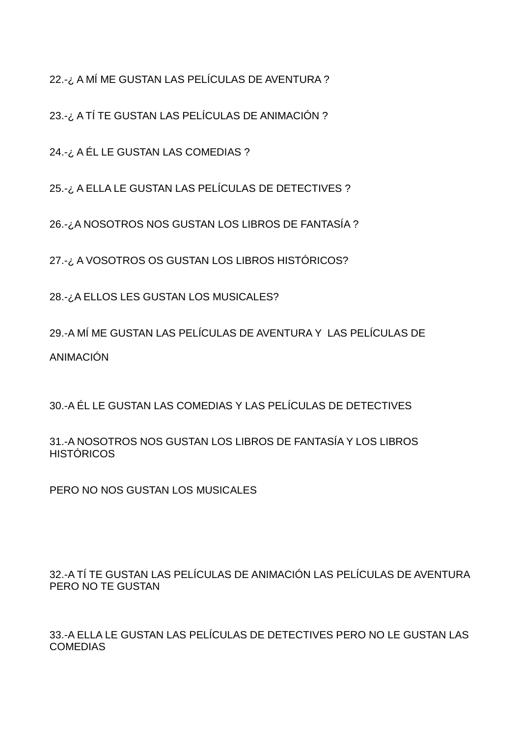22.-¿ A MÍ ME GUSTAN LAS PELÍCULAS DE AVENTURA ?

23.-¿ A TÍ TE GUSTAN LAS PELÍCULAS DE ANIMACIÓN ?

24.-¿ A ÉL LE GUSTAN LAS COMEDIAS ?

25.-¿ A ELLA LE GUSTAN LAS PELÍCULAS DE DETECTIVES ?

26.-¿A NOSOTROS NOS GUSTAN LOS LIBROS DE FANTASÍA ?

27.-¿ A VOSOTROS OS GUSTAN LOS LIBROS HISTÓRICOS?

28.-¿A ELLOS LES GUSTAN LOS MUSICALES?

29.-A MÍ ME GUSTAN LAS PELÍCULAS DE AVENTURA Y LAS PELÍCULAS DE ANIMACIÓN

30.-A ÉL LE GUSTAN LAS COMEDIAS Y LAS PELÍCULAS DE DETECTIVES

31.-A NOSOTROS NOS GUSTAN LOS LIBROS DE FANTASÍA Y LOS LIBROS HISTÓRICOS

PERO NO NOS GUSTAN LOS MUSICALES

32.-A TÍ TE GUSTAN LAS PELÍCULAS DE ANIMACIÓN LAS PELÍCULAS DE AVENTURA PERO NO TE GUSTAN

33.-A ELLA LE GUSTAN LAS PELÍCULAS DE DETECTIVES PERO NO LE GUSTAN LAS COMEDIAS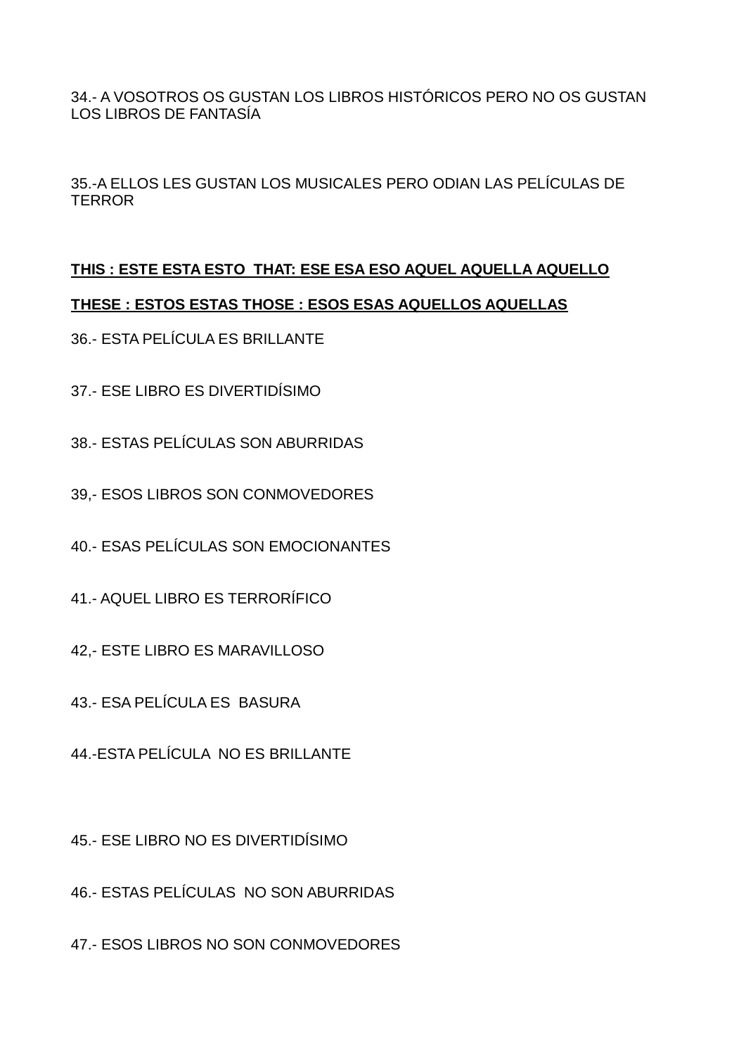34.- A VOSOTROS OS GUSTAN LOS LIBROS HISTÓRICOS PERO NO OS GUSTAN LOS LIBROS DE FANTASÍA

35.-A ELLOS LES GUSTAN LOS MUSICALES PERO ODIAN LAS PELÍCULAS DE TERROR

**THIS : ESTE ESTA ESTO  THAT: ESE ESA ESO AQUEL AQUELLA AQUELLO**

**THESE : ESTOS ESTAS THOSE : ESOS ESAS AQUELLOS AQUELLAS**

36.- ESTA PELÍCULA ES BRILLANTE

37.- ESE LIBRO ES DIVERTIDÍSIMO

38.- ESTAS PELÍCULAS SON ABURRIDAS

39,- ESOS LIBROS SON CONMOVEDORES

40.- ESAS PELÍCULAS SON EMOCIONANTES

41.- AQUEL LIBRO ES TERRORÍFICO

42,- ESTE LIBRO ES MARAVILLOSO

43.- ESA PELÍCULA ES  BASURA

44.-ESTA PELÍCULA  NO ES BRILLANTE

45.- ESE LIBRO NO ES DIVERTIDÍSIMO

46.- ESTAS PELÍCULAS  NO SON ABURRIDAS

47.- ESOS LIBROS NO SON CONMOVEDORES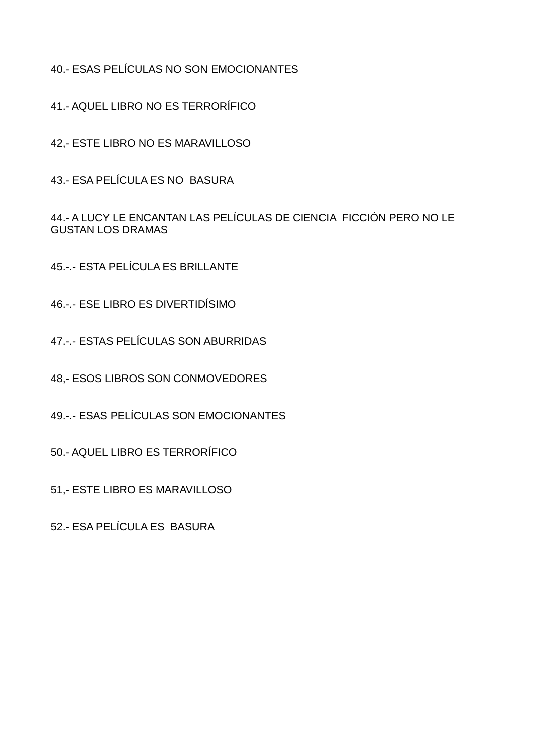40.- ESAS PELÍCULAS NO SON EMOCIONANTES

41.- AQUEL LIBRO NO ES TERRORÍFICO

42,- ESTE LIBRO NO ES MARAVILLOSO

43.- ESA PELÍCULA ES NO BASURA

44.- A LUCY LE ENCANTAN LAS PELÍCULAS DE CIENCIA FICCIÓN PERO NO LE GUSTAN LOS DRAMAS

45.-.- ESTA PELÍCULA ES BRILLANTE

46.-.- ESE LIBRO ES DIVERTIDÍSIMO

47.-.- ESTAS PELÍCULAS SON ABURRIDAS

48,- ESOS LIBROS SON CONMOVEDORES

49.-.- ESAS PELÍCULAS SON EMOCIONANTES

50.- AQUEL LIBRO ES TERRORÍFICO

51,- ESTE LIBRO ES MARAVILLOSO

52.- ESA PELÍCULA ES BASURA